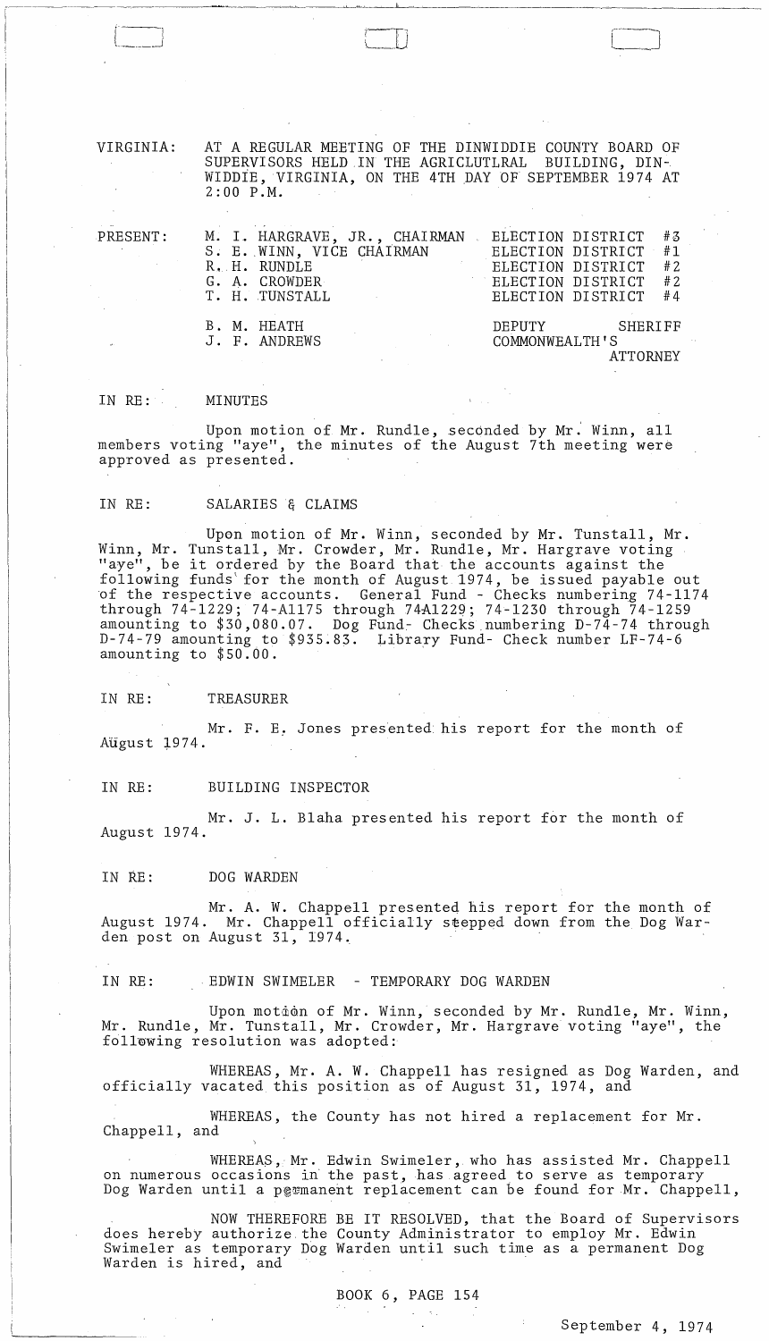VIRGINIA: AT A REGULAR MEETING OF THE DINWIDDIE COUNTY BOARD OF SUPERVISORS HELD IN THE AGRICLUTLRAL BUILDING, DINWIDDIE, VIRGINIA, ON THE 4TH DAY OF SEPTEMBER 1974 AT 2:00 P.M.

| PRESENT: | | |
|---|---|---|
| | M. I. HARGRAVE, JR., CHAIRMAN | ELECTION DISTRICT #3 |
| | S. E. WINN, VICE CHAIRMAN | ELECTION DISTRICT #1 |
| | R. H. RUNDLE | ELECTION DISTRICT #2 |
| | G. A. CROWDER | ELECTION DISTRICT #2 |
| | T. H. TUNSTALL | ELECTION DISTRICT #4 |
| | B. M. HEATH | DEPUTY SHERIFF |
| | J. F. ANDREWS | COMMONWEALTH'S ATTORNEY |

IN RE: MINUTES

Upon motion of Mr. Rundle, seconded by Mr. Winn, all members voting "aye", the minutes of the August 7th meeting were approved as presented.

IN RE: SALARIES & CLAIMS

Upon motion of Mr. Winn, seconded by Mr. Tunstall, Mr. Winn, Mr. Tunstall, Mr. Crowder, Mr. Rundle, Mr. Hargrave voting "aye", be it ordered by the Board that the accounts against the following funds for the month of August 1974, be issued payable out of the respective accounts. General Fund - Checks numbering 74-1174 through 74-1229; 74-A1175 through 74A1229; 74-1230 through 74-1259 amounting to $30,080.07. Dog Fund- Checks numbering D-74-74 through D-74-79 amounting to $935.83. Library Fund- Check number LF-74-6 amounting to $50.00.

IN RE: TREASURER

Mr. F. E. Jones presented his report for the month of August 1974.

IN RE: BUILDING INSPECTOR

Mr. J. L. Blaha presented his report for the month of August 1974.

IN RE: DOG WARDEN

Mr. A. W. Chappell presented his report for the month of August 1974. Mr. Chappell officially stepped down from the Dog Warden post on August 31, 1974.

IN RE: EDWIN SWIMELER - TEMPORARY DOG WARDEN

Upon motion of Mr. Winn, seconded by Mr. Rundle, Mr. Winn, Mr. Rundle, Mr. Tunstall, Mr. Crowder, Mr. Hargrave voting "aye", the following resolution was adopted:

WHEREAS, Mr. A. W. Chappell has resigned as Dog Warden, and officially vacated this position as of August 31, 1974, and

WHEREAS, the County has not hired a replacement for Mr. Chappell, and

WHEREAS, Mr. Edwin Swimeler, who has assisted Mr. Chappell on numerous occasions in the past, has agreed to serve as temporary Dog Warden until a permanent replacement can be found for Mr. Chappell,

NOW THEREFORE BE IT RESOLVED, that the Board of Supervisors does hereby authorize the County Administrator to employ Mr. Edwin Swimeler as temporary Dog Warden until such time as a permanent Dog Warden is hired, and

BOOK 6, PAGE 154

September 4, 1974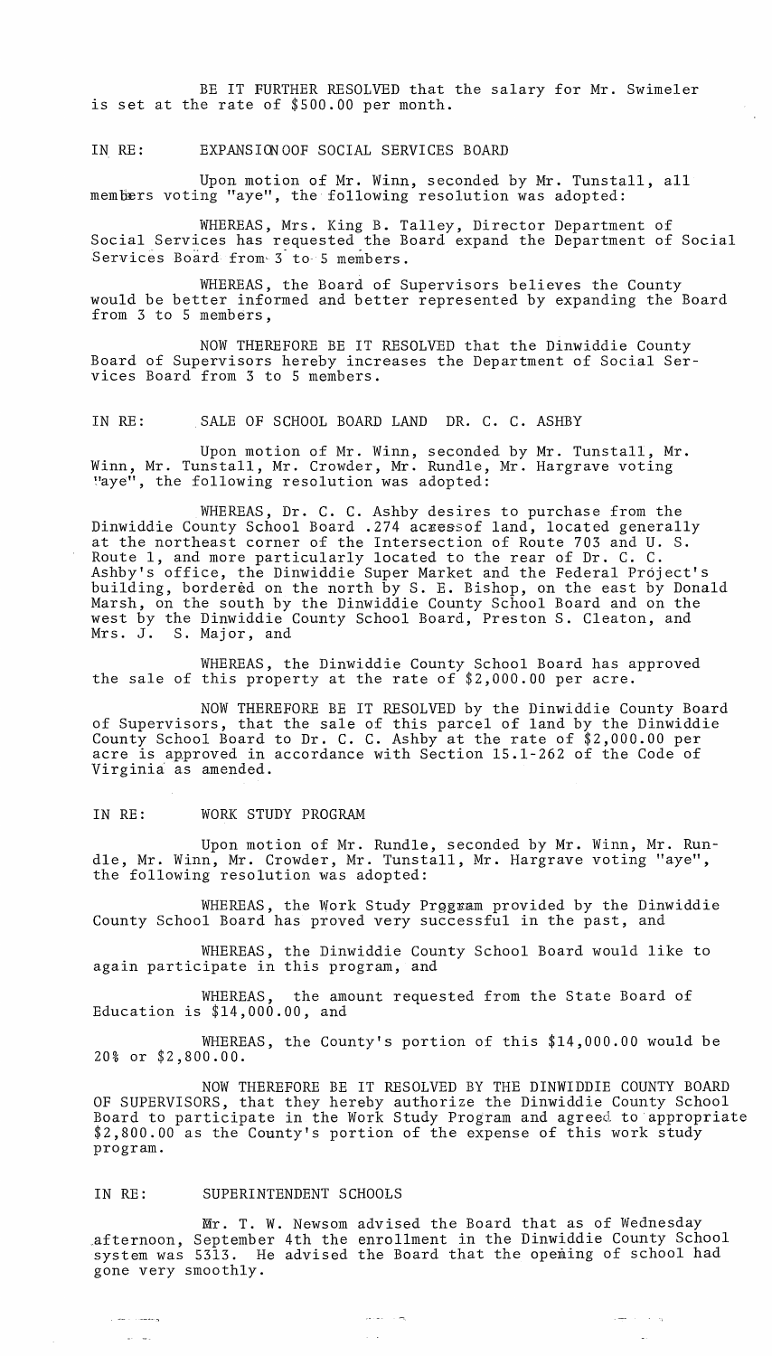BE IT FURTHER RESOLVED that the salary for Mr. Swimeler is set at the rate of $500.00 per month.

IN RE: EXPANSION OF SOCIAL SERVICES BOARD

Upon motion of Mr. Winn, seconded by Mr. Tunstall, all members voting "aye", the following resolution was adopted:

WHEREAS, Mrs. King B. Talley, Director Department of Social Services has requested the Board expand the Department of Social Services Board from 3 to 5 members.

WHEREAS, the Board of Supervisors believes the County would be better informed and better represented by expanding the Board from 3 to 5 members,

NOW THEREFORE BE IT RESOLVED that the Dinwiddie County Board of Supervisors hereby increases the Department of Social Services Board from 3 to 5 members.

IN RE: SALE OF SCHOOL BOARD LAND DR. C. C. ASHBY

Upon motion of Mr. Winn, seconded by Mr. Tunstall, Mr. Winn, Mr. Tunstall, Mr. Crowder, Mr. Rundle, Mr. Hargrave voting "aye", the following resolution was adopted:

WHEREAS, Dr. C. C. Ashby desires to purchase from the Dinwiddie County School Board .274 acres of land, located generally at the northeast corner of the Intersection of Route 703 and U. S. Route 1, and more particularly located to the rear of Dr. C. C. Ashby's office, the Dinwiddie Super Market and the Federal Project's building, bordered on the north by S. E. Bishop, on the east by Donald Marsh, on the south by the Dinwiddie County School Board and on the west by the Dinwiddie County School Board, Preston S. Cleaton, and Mrs. J. S. Major, and

WHEREAS, the Dinwiddie County School Board has approved the sale of this property at the rate of $2,000.00 per acre.

NOW THEREFORE BE IT RESOLVED by the Dinwiddie County Board of Supervisors, that the sale of this parcel of land by the Dinwiddie County School Board to Dr. C. C. Ashby at the rate of $2,000.00 per acre is approved in accordance with Section 15.1-262 of the Code of Virginia as amended.

IN RE: WORK STUDY PROGRAM

Upon motion of Mr. Rundle, seconded by Mr. Winn, Mr. Rundle, Mr. Winn, Mr. Crowder, Mr. Tunstall, Mr. Hargrave voting "aye", the following resolution was adopted:

WHEREAS, the Work Study Program provided by the Dinwiddie County School Board has proved very successful in the past, and

WHEREAS, the Dinwiddie County School Board would like to again participate in this program, and

WHEREAS, the amount requested from the State Board of Education is $14,000.00, and

WHEREAS, the County's portion of this $14,000.00 would be 20% or $2,800.00.

NOW THEREFORE BE IT RESOLVED BY THE DINWIDDIE COUNTY BOARD OF SUPERVISORS, that they hereby authorize the Dinwiddie County School Board to participate in the Work Study Program and agreed to appropriate $2,800.00 as the County's portion of the expense of this work study program.

IN RE: SUPERINTENDENT SCHOOLS

Mr. T. W. Newsom advised the Board that as of Wednesday afternoon, September 4th the enrollment in the Dinwiddie County School system was 5313. He advised the Board that the opening of school had gone very smoothly.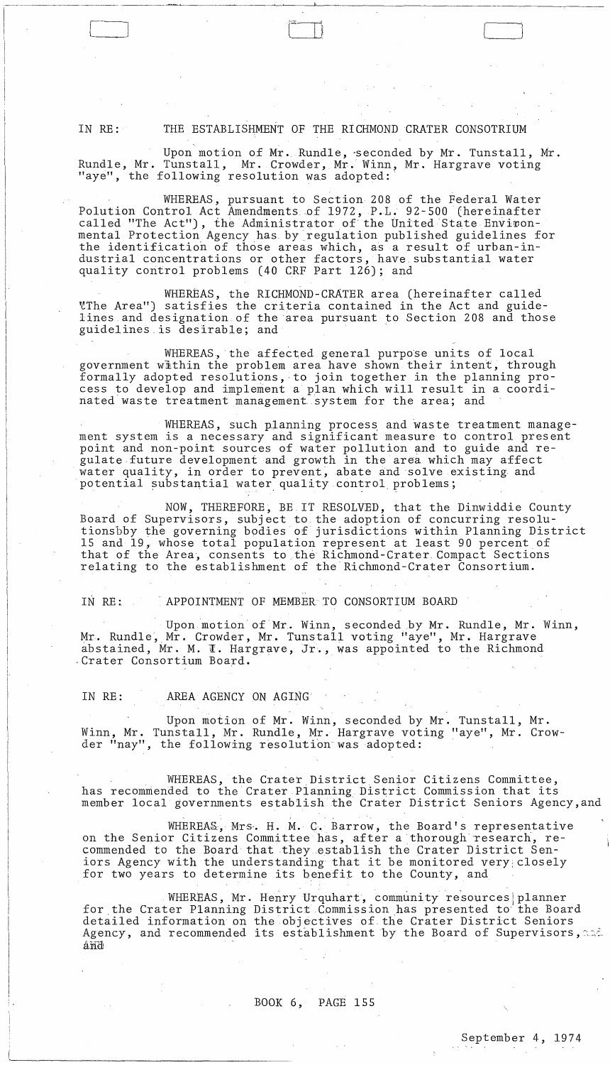IN RE: THE ESTABLISHMENT OF THE RICHMOND CRATER CONSORTIUM

Upon motion of Mr. Rundle, seconded by Mr. Tunstall, Mr. Rundle, Mr. Tunstall, Mr. Crowder, Mr. Winn, Mr. Hargrave voting "aye", the following resolution was adopted:

WHEREAS, pursuant to Section 208 of the Federal Water Polution Control Act Amendments of 1972, P.L. 92-500 (hereinafter called "The Act"), the Administrator of the United State Environmental Protection Agency has by regulation published guidelines for the identification of those areas which, as a result of urban-industrial concentrations or other factors, have substantial water quality control problems (40 CRF Part 126); and

WHEREAS, the RICHMOND-CRATER area (hereinafter called "The Area") satisfies the criteria contained in the Act and guidelines and designation of the area pursuant to Section 208 and those guidelines is desirable; and

WHEREAS, the affected general purpose units of local government within the problem area have shown their intent, through formally adopted resolutions, to join together in the planning process to develop and implement a plan which will result in a coordinated waste treatment management system for the area; and

WHEREAS, such planning process and waste treatment management system is a necessary and significant measure to control present point and non-point sources of water pollution and to guide and regulate future development and growth in the area which may affect water quality, in order to prevent, abate and solve existing and potential substantial water quality control problems;

NOW, THEREFORE, BE IT RESOLVED, that the Dinwiddie County Board of Supervisors, subject to the adoption of concurring resolutionsbby the governing bodies of jurisdictions within Planning District 15 and 19, whose total population represent at least 90 percent of that of the Area, consents to the Richmond-Crater Compact Sections relating to the establishment of the Richmond-Crater Consortium.

IN RE: APPOINTMENT OF MEMBER TO CONSORTIUM BOARD

Upon motion of Mr. Winn, seconded by Mr. Rundle, Mr. Winn, Mr. Rundle, Mr. Crowder, Mr. Tunstall voting "aye", Mr. Hargrave abstained, Mr. M. I. Hargrave, Jr., was appointed to the Richmond Crater Consortium Board.

IN RE: AREA AGENCY ON AGING

Upon motion of Mr. Winn, seconded by Mr. Tunstall, Mr. Winn, Mr. Tunstall, Mr. Rundle, Mr. Hargrave voting "aye", Mr. Crowder "nay", the following resolution was adopted:

WHEREAS, the Crater District Senior Citizens Committee, has recommended to the Crater Planning District Commission that its member local governments establish the Crater District Seniors Agency, and

WHEREAS, Mrs. H. M. C. Barrow, the Board's representative on the Senior Citizens Committee has, after a thorough research, recommended to the Board that they establish the Crater District Seniors Agency with the understanding that it be monitored very closely for two years to determine its benefit to the County, and

WHEREAS, Mr. Henry Urquhart, community resources planner for the Crater Planning District Commission has presented to the Board detailed information on the objectives of the Crater District Seniors Agency, and recommended its establishment by the Board of Supervisors, and

BOOK 6, PAGE 155

September 4, 1974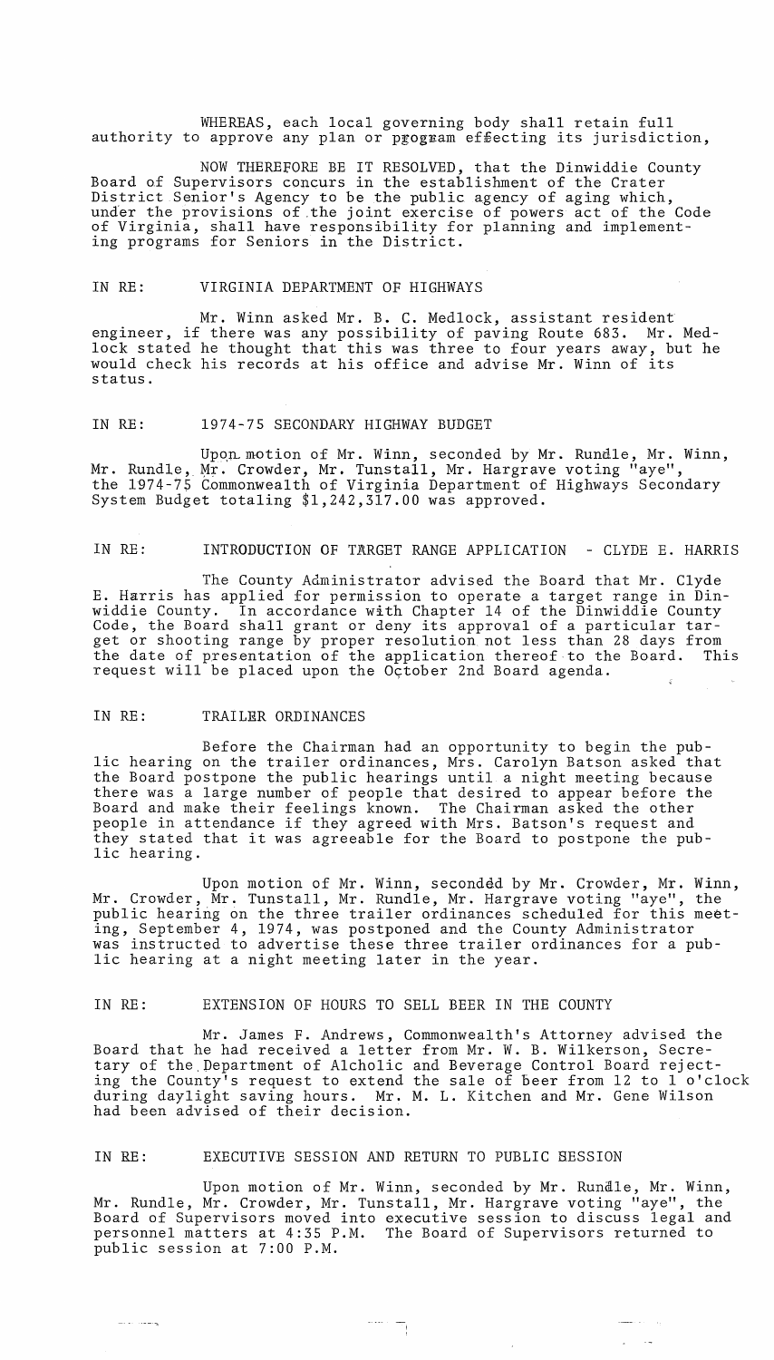WHEREAS, each local governing body shall retain full authority to approve any plan or program effecting its jurisdiction,

NOW THEREFORE BE IT RESOLVED, that the Dinwiddie County Board of Supervisors concurs in the establishment of the Crater District Senior's Agency to be the public agency of aging which, under the provisions of the joint exercise of powers act of the Code of Virginia, shall have responsibility for planning and implementing programs for Seniors in the District.

IN RE: VIRGINIA DEPARTMENT OF HIGHWAYS

Mr. Winn asked Mr. B. C. Medlock, assistant resident engineer, if there was any possibility of paving Route 683. Mr. Medlock stated he thought that this was three to four years away, but he would check his records at his office and advise Mr. Winn of its status.

IN RE: 1974-75 SECONDARY HIGHWAY BUDGET

Upon motion of Mr. Winn, seconded by Mr. Rundle, Mr. Winn, Mr. Rundle, Mr. Crowder, Mr. Tunstall, Mr. Hargrave voting "aye", the 1974-75 Commonwealth of Virginia Department of Highways Secondary System Budget totaling $1,242,317.00 was approved.

IN RE: INTRODUCTION OF TARGET RANGE APPLICATION - CLYDE E. HARRIS

The County Administrator advised the Board that Mr. Clyde E. Harris has applied for permission to operate a target range in Dinwiddie County. In accordance with Chapter 14 of the Dinwiddie County Code, the Board shall grant or deny its approval of a particular target or shooting range by proper resolution not less than 28 days from the date of presentation of the application thereof to the Board. This request will be placed upon the October 2nd Board agenda.

IN RE: TRAILER ORDINANCES

Before the Chairman had an opportunity to begin the public hearing on the trailer ordinances, Mrs. Carolyn Batson asked that the Board postpone the public hearings until a night meeting because there was a large number of people that desired to appear before the Board and make their feelings known. The Chairman asked the other people in attendance if they agreed with Mrs. Batson's request and they stated that it was agreeable for the Board to postpone the public hearing.

Upon motion of Mr. Winn, seconded by Mr. Crowder, Mr. Winn, Mr. Crowder, Mr. Tunstall, Mr. Rundle, Mr. Hargrave voting "aye", the public hearing on the three trailer ordinances scheduled for this meeting, September 4, 1974, was postponed and the County Administrator was instructed to advertise these three trailer ordinances for a public hearing at a night meeting later in the year.

IN RE: EXTENSION OF HOURS TO SELL BEER IN THE COUNTY

Mr. James F. Andrews, Commonwealth's Attorney advised the Board that he had received a letter from Mr. W. B. Wilkerson, Secretary of the Department of Alcholic and Beverage Control Board rejecting the County's request to extend the sale of beer from 12 to 1 o'clock during daylight saving hours. Mr. M. L. Kitchen and Mr. Gene Wilson had been advised of their decision.

IN RE: EXECUTIVE SESSION AND RETURN TO PUBLIC SESSION

Upon motion of Mr. Winn, seconded by Mr. Rundle, Mr. Winn, Mr. Rundle, Mr. Crowder, Mr. Tunstall, Mr. Hargrave voting "aye", the Board of Supervisors moved into executive session to discuss legal and personnel matters at 4:35 P.M. The Board of Supervisors returned to public session at 7:00 P.M.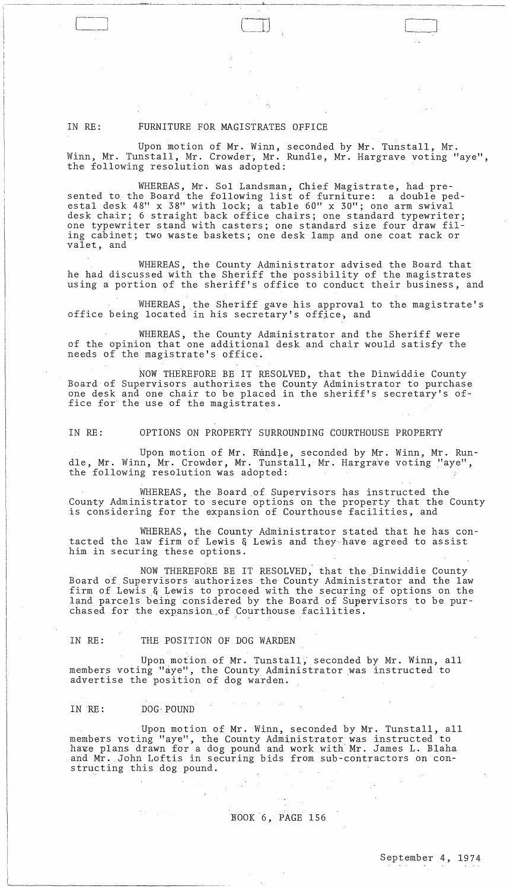IN RE: FURNITURE FOR MAGISTRATES OFFICE

Upon motion of Mr. Winn, seconded by Mr. Tunstall, Mr. Winn, Mr. Tunstall, Mr. Crowder, Mr. Rundle, Mr. Hargrave voting "aye", the following resolution was adopted:

WHEREAS, Mr. Sol Landsman, Chief Magistrate, had presented to the Board the following list of furniture: a double pedestal desk 48" x 38" with lock; a table 60" x 30"; one arm swival desk chair; 6 straight back office chairs; one standard typewriter; one typewriter stand with casters; one standard size four draw filing cabinet; two waste baskets; one desk lamp and one coat rack or valet, and

WHEREAS, the County Administrator advised the Board that he had discussed with the Sheriff the possibility of the magistrates using a portion of the sheriff's office to conduct their business, and

WHEREAS, the Sheriff gave his approval to the magistrate's office being located in his secretary's office, and

WHEREAS, the County Administrator and the Sheriff were of the opinion that one additional desk and chair would satisfy the needs of the magistrate's office.

NOW THEREFORE BE IT RESOLVED, that the Dinwiddie County Board of Supervisors authorizes the County Administrator to purchase one desk and one chair to be placed in the sheriff's secretary's office for the use of the magistrates.

IN RE: OPTIONS ON PROPERTY SURROUNDING COURTHOUSE PROPERTY

Upon motion of Mr. Rundle, seconded by Mr. Winn, Mr. Rundle, Mr. Winn, Mr. Crowder, Mr. Tunstall, Mr. Hargrave voting "aye", the following resolution was adopted:

WHEREAS, the Board of Supervisors has instructed the County Administrator to secure options on the property that the County is considering for the expansion of Courthouse facilities, and

WHEREAS, the County Administrator stated that he has contacted the law firm of Lewis & Lewis and they have agreed to assist him in securing these options.

NOW THEREFORE BE IT RESOLVED, that the Dinwiddie County Board of Supervisors authorizes the County Administrator and the law firm of Lewis & Lewis to proceed with the securing of options on the land parcels being considered by the Board of Supervisors to be purchased for the expansion of Courthouse facilities.

IN RE: THE POSITION OF DOG WARDEN

Upon motion of Mr. Tunstall, seconded by Mr. Winn, all members voting "aye", the County Administrator was instructed to advertise the position of dog warden.

IN RE: DOG POUND

Upon motion of Mr. Winn, seconded by Mr. Tunstall, all members voting "aye", the County Administrator was instructed to have plans drawn for a dog pound and work with Mr. James L. Blaha and Mr. John Loftis in securing bids from sub-contractors on constructing this dog pound.

BOOK 6, PAGE 156

September 4, 1974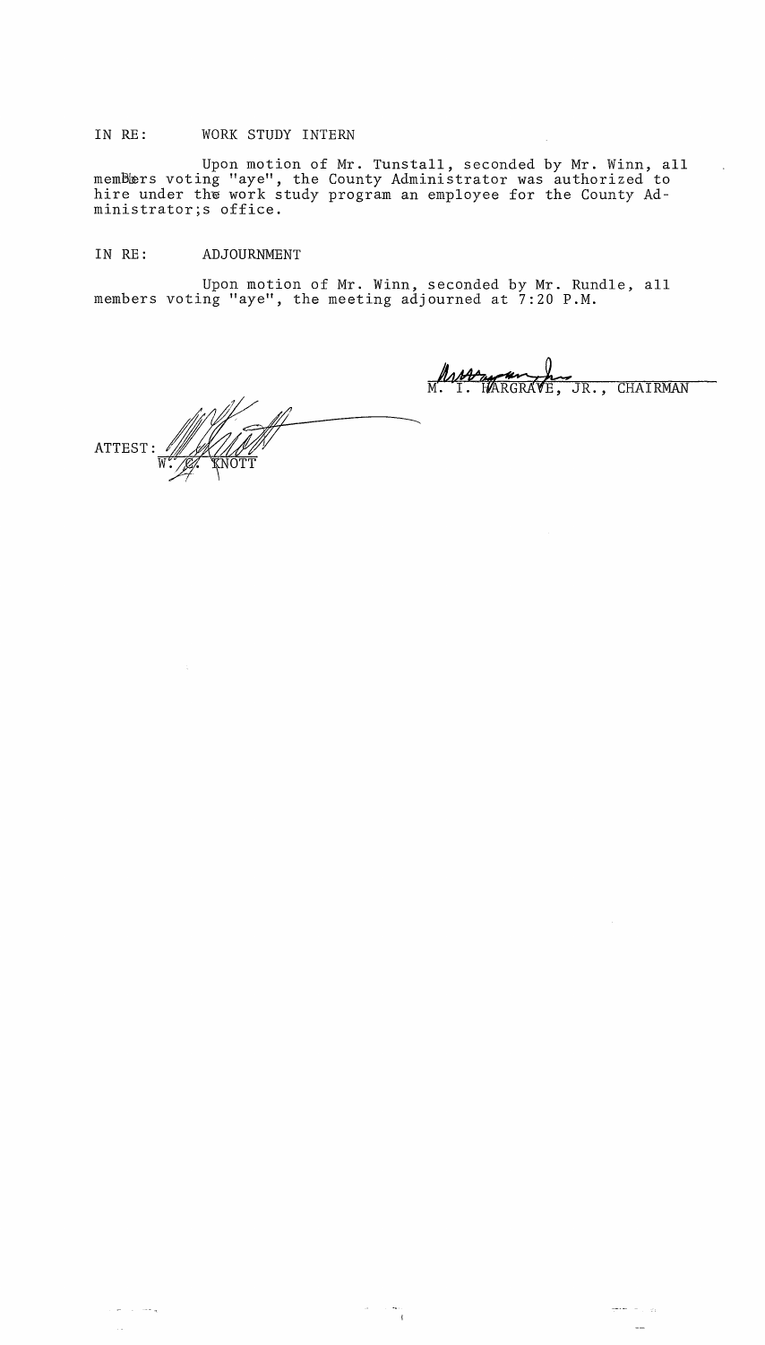IN RE: WORK STUDY INTERN

Upon motion of Mr. Tunstall, seconded by Mr. Winn, all members voting "aye", the County Administrator was authorized to hire under the work study program an employee for the County Administrator;s office.

IN RE: ADJOURNMENT

Upon motion of Mr. Winn, seconded by Mr. Rundle, all members voting "aye", the meeting adjourned at 7:20 P.M.

M. I. HARGRAVE, JR., CHAIRMAN

ATTEST: W. C. KNOTT